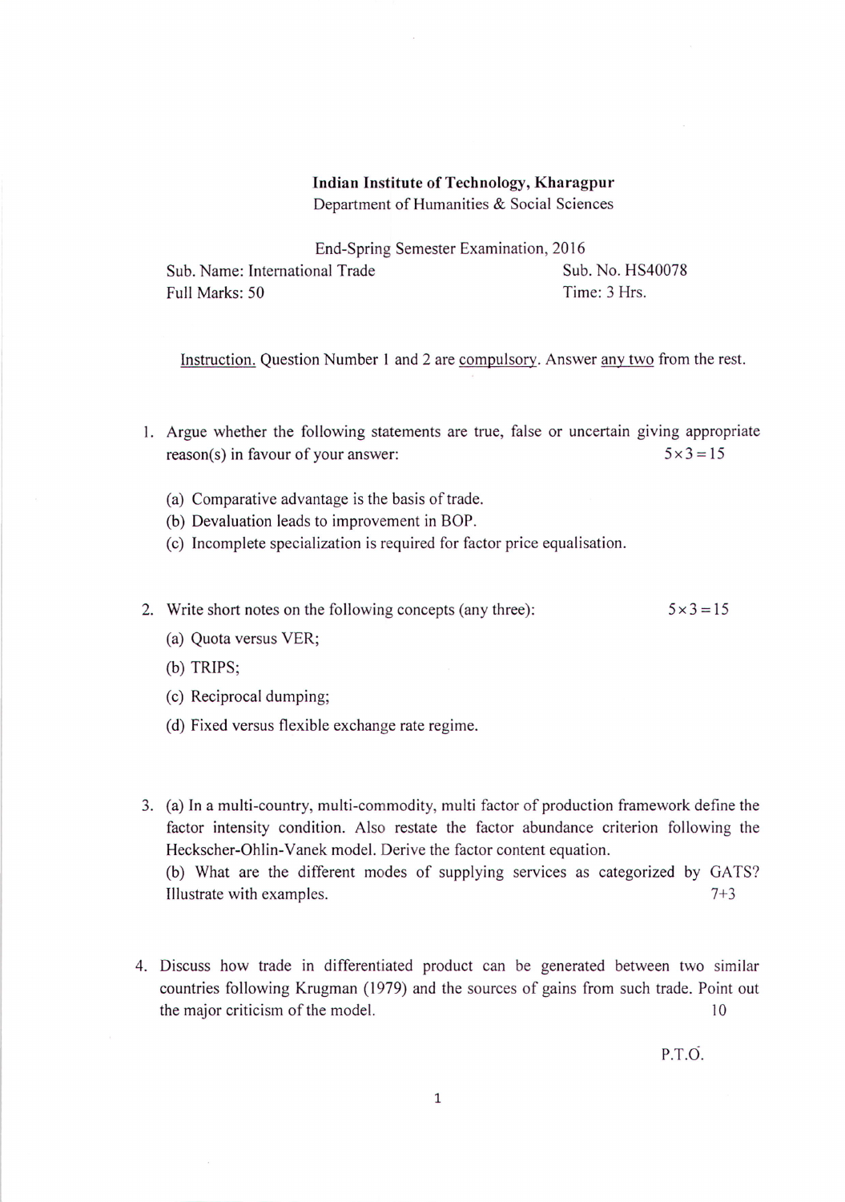**Indian Institute of Technology, Kharagpur**
Department of Humanities & Social Sciences

End-Spring Semester Examination, 2016

Sub. Name: International Trade — Sub. No. HS40078
Full Marks: 50 — Time: 3 Hrs.

Instruction. Question Number 1 and 2 are compulsory. Answer any two from the rest.

1. Argue whether the following statements are true, false or uncertain giving appropriate reason(s) in favour of your answer: $5 \times 3 = 15$

   (a) Comparative advantage is the basis of trade.
   (b) Devaluation leads to improvement in BOP.
   (c) Incomplete specialization is required for factor price equalisation.

2. Write short notes on the following concepts (any three): $5 \times 3 = 15$

   (a) Quota versus VER;
   (b) TRIPS;
   (c) Reciprocal dumping;
   (d) Fixed versus flexible exchange rate regime.

3. (a) In a multi-country, multi-commodity, multi factor of production framework define the factor intensity condition. Also restate the factor abundance criterion following the Heckscher-Ohlin-Vanek model. Derive the factor content equation.
   (b) What are the different modes of supplying services as categorized by GATS? Illustrate with examples. 7+3

4. Discuss how trade in differentiated product can be generated between two similar countries following Krugman (1979) and the sources of gains from such trade. Point out the major criticism of the model. 10

P.T.O.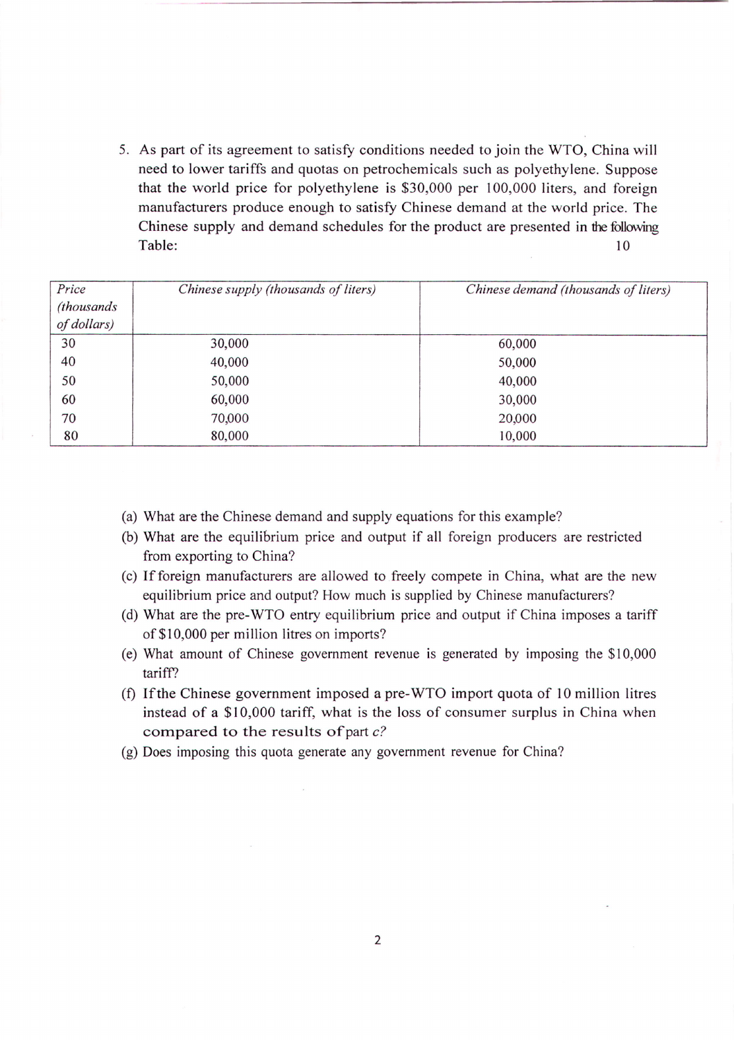5. As part of its agreement to satisfy conditions needed to join the WTO, China will need to lower tariffs and quotas on petrochemicals such as polyethylene. Suppose that the world price for polyethylene is $30,000 per 100,000 liters, and foreign manufacturers produce enough to satisfy Chinese demand at the world price. The Chinese supply and demand schedules for the product are presented in the following Table: 10

| *Price (thousands of dollars)* | *Chinese supply (thousands of liters)* | *Chinese demand (thousands of liters)* |
|---|---|---|
| 30 | 30,000 | 60,000 |
| 40 | 40,000 | 50,000 |
| 50 | 50,000 | 40,000 |
| 60 | 60,000 | 30,000 |
| 70 | 70,000 | 20,000 |
| 80 | 80,000 | 10,000 |

(a) What are the Chinese demand and supply equations for this example?

(b) What are the equilibrium price and output if all foreign producers are restricted from exporting to China?

(c) If foreign manufacturers are allowed to freely compete in China, what are the new equilibrium price and output? How much is supplied by Chinese manufacturers?

(d) What are the pre-WTO entry equilibrium price and output if China imposes a tariff of $10,000 per million litres on imports?

(e) What amount of Chinese government revenue is generated by imposing the $10,000 tariff?

(f) If the Chinese government imposed a pre-WTO import quota of 10 million litres instead of a $10,000 tariff, what is the loss of consumer surplus in China when compared to the results of part *c?*

(g) Does imposing this quota generate any government revenue for China?